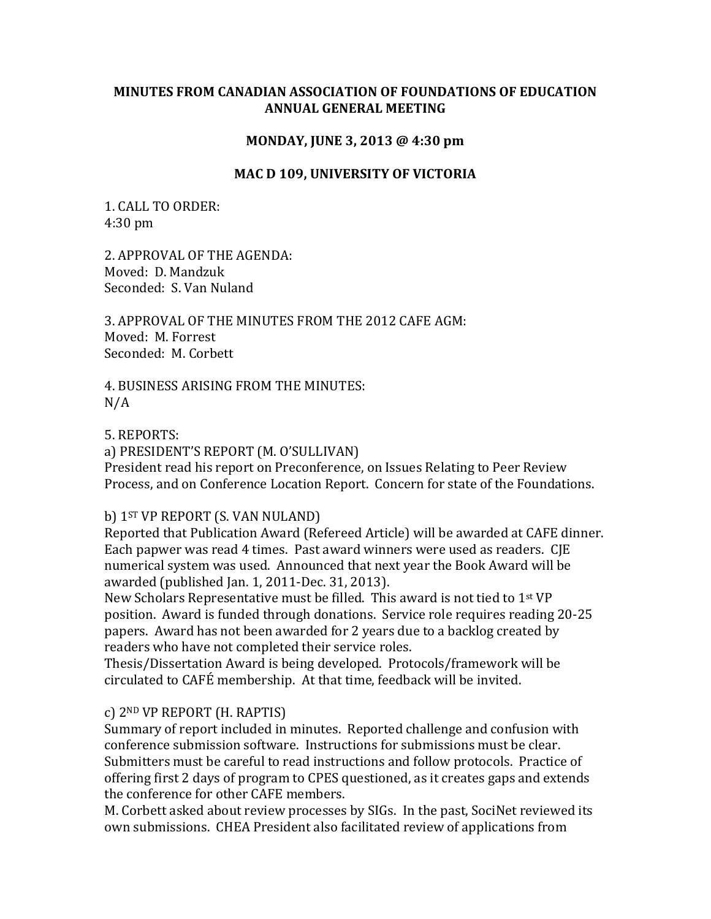# MINUTES FROM CANADIAN ASSOCIATION OF FOUNDATIONS OF EDUCATION ANNUAL GENERAL MEETING

## MONDAY, JUNE 3, 2013 @ 4:30 pm

## MAC D 109, UNIVERSITY OF VICTORIA

1. CALL TO ORDER:
4:30 pm

2. APPROVAL OF THE AGENDA:
Moved: D. Mandzuk
Seconded: S. Van Nuland

3. APPROVAL OF THE MINUTES FROM THE 2012 CAFE AGM:
Moved: M. Forrest
Seconded: M. Corbett

4. BUSINESS ARISING FROM THE MINUTES:
N/A

5. REPORTS:

a) PRESIDENT'S REPORT (M. O'SULLIVAN)
President read his report on Preconference, on Issues Relating to Peer Review Process, and on Conference Location Report. Concern for state of the Foundations.

b) 1ST VP REPORT (S. VAN NULAND)
Reported that Publication Award (Refereed Article) will be awarded at CAFE dinner. Each papwer was read 4 times. Past award winners were used as readers. CJE numerical system was used. Announced that next year the Book Award will be awarded (published Jan. 1, 2011-Dec. 31, 2013).
New Scholars Representative must be filled. This award is not tied to 1st VP position. Award is funded through donations. Service role requires reading 20-25 papers. Award has not been awarded for 2 years due to a backlog created by readers who have not completed their service roles.
Thesis/Dissertation Award is being developed. Protocols/framework will be circulated to CAFÉ membership. At that time, feedback will be invited.

c) 2ND VP REPORT (H. RAPTIS)
Summary of report included in minutes. Reported challenge and confusion with conference submission software. Instructions for submissions must be clear. Submitters must be careful to read instructions and follow protocols. Practice of offering first 2 days of program to CPES questioned, as it creates gaps and extends the conference for other CAFE members.
M. Corbett asked about review processes by SIGs. In the past, SociNet reviewed its own submissions. CHEA President also facilitated review of applications from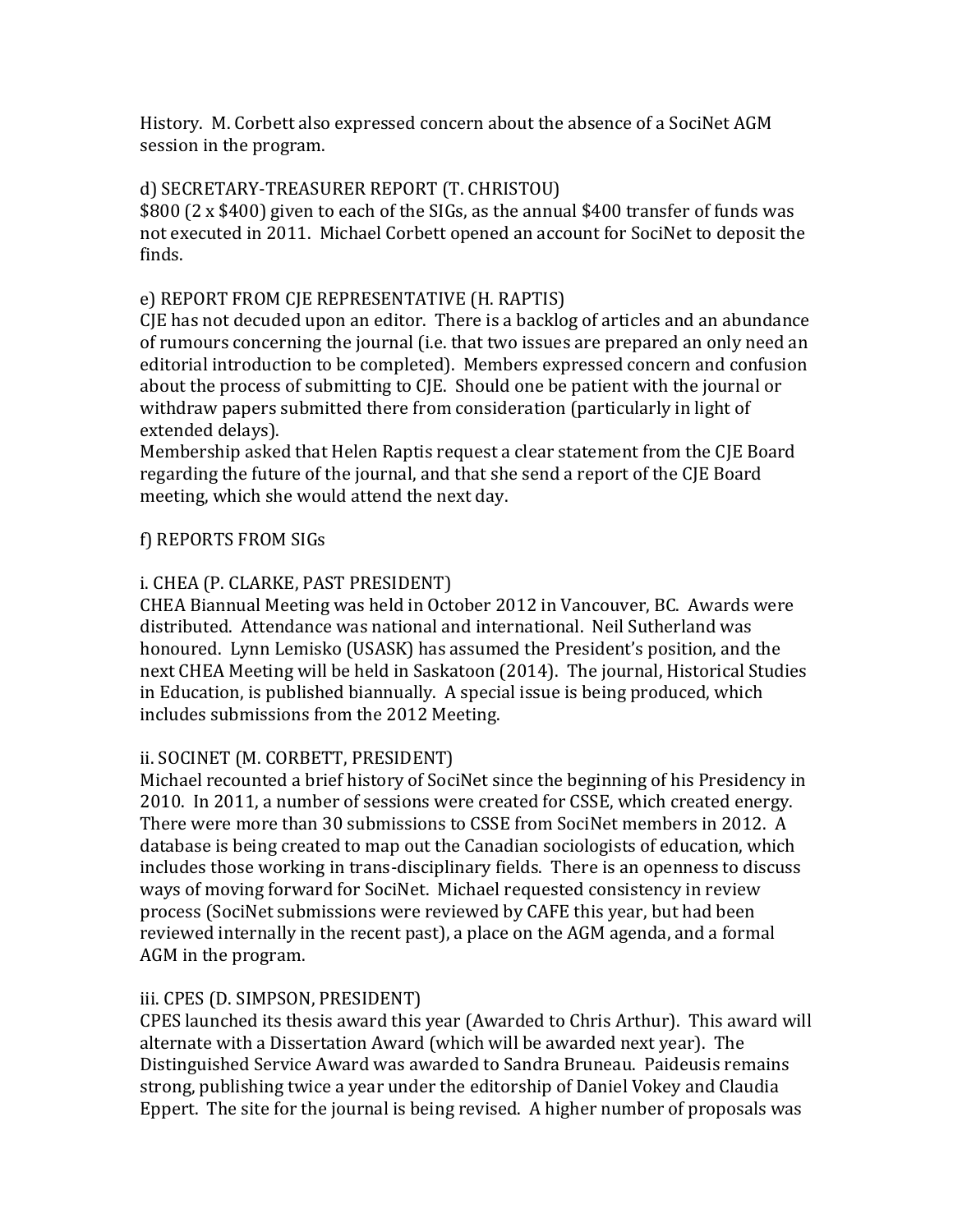History. M. Corbett also expressed concern about the absence of a SociNet AGM session in the program.

d) SECRETARY-TREASURER REPORT (T. CHRISTOU)
$800 (2 x $400) given to each of the SIGs, as the annual $400 transfer of funds was not executed in 2011. Michael Corbett opened an account for SociNet to deposit the finds.

e) REPORT FROM CJE REPRESENTATIVE (H. RAPTIS)
CJE has not decuded upon an editor. There is a backlog of articles and an abundance of rumours concerning the journal (i.e. that two issues are prepared an only need an editorial introduction to be completed). Members expressed concern and confusion about the process of submitting to CJE. Should one be patient with the journal or withdraw papers submitted there from consideration (particularly in light of extended delays).
Membership asked that Helen Raptis request a clear statement from the CJE Board regarding the future of the journal, and that she send a report of the CJE Board meeting, which she would attend the next day.

f) REPORTS FROM SIGs

i. CHEA (P. CLARKE, PAST PRESIDENT)
CHEA Biannual Meeting was held in October 2012 in Vancouver, BC. Awards were distributed. Attendance was national and international. Neil Sutherland was honoured. Lynn Lemisko (USASK) has assumed the President's position, and the next CHEA Meeting will be held in Saskatoon (2014). The journal, Historical Studies in Education, is published biannually. A special issue is being produced, which includes submissions from the 2012 Meeting.

ii. SOCINET (M. CORBETT, PRESIDENT)
Michael recounted a brief history of SociNet since the beginning of his Presidency in 2010. In 2011, a number of sessions were created for CSSE, which created energy. There were more than 30 submissions to CSSE from SociNet members in 2012. A database is being created to map out the Canadian sociologists of education, which includes those working in trans-disciplinary fields. There is an openness to discuss ways of moving forward for SociNet. Michael requested consistency in review process (SociNet submissions were reviewed by CAFE this year, but had been reviewed internally in the recent past), a place on the AGM agenda, and a formal AGM in the program.

iii. CPES (D. SIMPSON, PRESIDENT)
CPES launched its thesis award this year (Awarded to Chris Arthur). This award will alternate with a Dissertation Award (which will be awarded next year). The Distinguished Service Award was awarded to Sandra Bruneau. Paideusis remains strong, publishing twice a year under the editorship of Daniel Vokey and Claudia Eppert. The site for the journal is being revised. A higher number of proposals was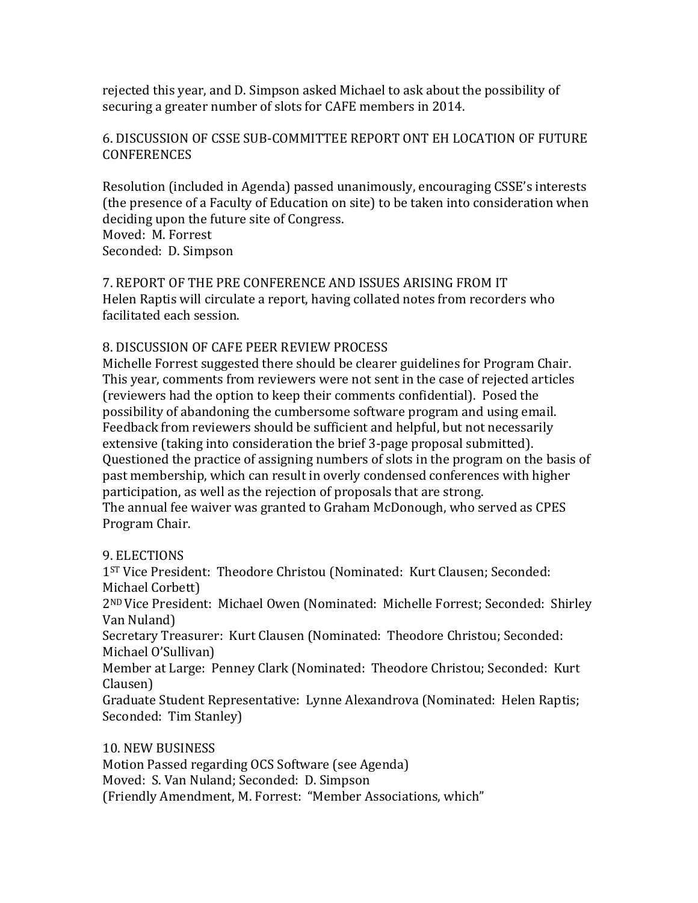rejected this year, and D. Simpson asked Michael to ask about the possibility of securing a greater number of slots for CAFE members in 2014.

6. DISCUSSION OF CSSE SUB-COMMITTEE REPORT ONT EH LOCATION OF FUTURE CONFERENCES

Resolution (included in Agenda) passed unanimously, encouraging CSSE's interests (the presence of a Faculty of Education on site) to be taken into consideration when deciding upon the future site of Congress.
Moved: M. Forrest
Seconded: D. Simpson

7. REPORT OF THE PRE CONFERENCE AND ISSUES ARISING FROM IT
Helen Raptis will circulate a report, having collated notes from recorders who facilitated each session.

8. DISCUSSION OF CAFE PEER REVIEW PROCESS
Michelle Forrest suggested there should be clearer guidelines for Program Chair. This year, comments from reviewers were not sent in the case of rejected articles (reviewers had the option to keep their comments confidential). Posed the possibility of abandoning the cumbersome software program and using email. Feedback from reviewers should be sufficient and helpful, but not necessarily extensive (taking into consideration the brief 3-page proposal submitted). Questioned the practice of assigning numbers of slots in the program on the basis of past membership, which can result in overly condensed conferences with higher participation, as well as the rejection of proposals that are strong.
The annual fee waiver was granted to Graham McDonough, who served as CPES Program Chair.

9. ELECTIONS
1ST Vice President: Theodore Christou (Nominated: Kurt Clausen; Seconded: Michael Corbett)
2ND Vice President: Michael Owen (Nominated: Michelle Forrest; Seconded: Shirley Van Nuland)
Secretary Treasurer: Kurt Clausen (Nominated: Theodore Christou; Seconded: Michael O'Sullivan)
Member at Large: Penney Clark (Nominated: Theodore Christou; Seconded: Kurt Clausen)
Graduate Student Representative: Lynne Alexandrova (Nominated: Helen Raptis; Seconded: Tim Stanley)

10. NEW BUSINESS
Motion Passed regarding OCS Software (see Agenda)
Moved: S. Van Nuland; Seconded: D. Simpson
(Friendly Amendment, M. Forrest: "Member Associations, which"